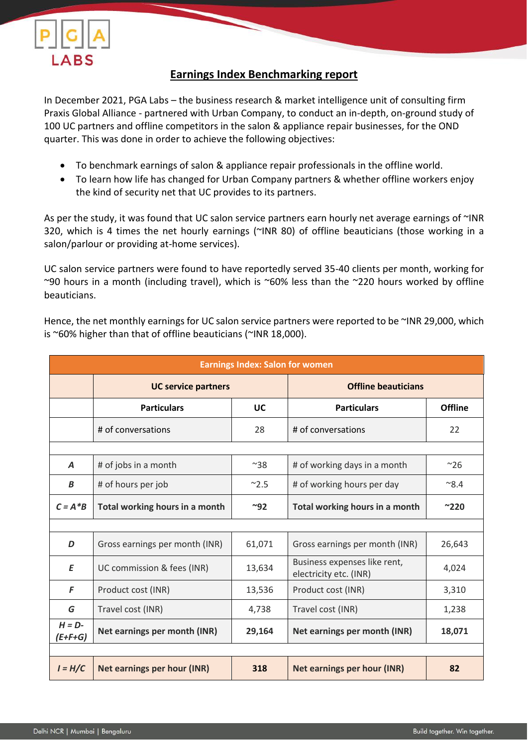# Earnings Index Benchmarking report

In December 2021, PGA Labs – the business research & market intelligence unit of consulting firm Praxis Global Alliance - partnered with Urban Company, to conduct an in-depth, on-ground study of 100 UC partners and offline competitors in the salon & appliance repair businesses, for the OND quarter. This was done in order to achieve the following objectives:

- To benchmark earnings of salon & appliance repair professionals in the offline world.
- To learn how life has changed for Urban Company partners & whether offline workers enjoy the kind of security net that UC provides to its partners.

As per the study, it was found that UC salon service partners earn hourly net average earnings of ~INR 320, which is 4 times the net hourly earnings (~INR 80) of offline beauticians (those working in a salon/parlour or providing at-home services).

UC salon service partners were found to have reportedly served 35-40 clients per month, working for ~90 hours in a month (including travel), which is ~60% less than the ~220 hours worked by offline beauticians.

Hence, the net monthly earnings for UC salon service partners were reported to be ~INR 29,000, which is ~60% higher than that of offline beauticians (~INR 18,000).

| Earnings Index: Salon for women | | | | |
|---|---|---|---|---|
| | UC service partners | | Offline beauticians | |
| | **Particulars** | **UC** | **Particulars** | **Offline** |
| | # of conversations | 28 | # of conversations | 22 |
| | | | | |
| ***A*** | # of jobs in a month | ~38 | # of working days in a month | ~26 |
| ***B*** | # of hours per job | ~2.5 | # of working hours per day | ~8.4 |
| ***C = A*B*** | **Total working hours in a month** | **~92** | **Total working hours in a month** | **~220** |
| | | | | |
| ***D*** | Gross earnings per month (INR) | 61,071 | Gross earnings per month (INR) | 26,643 |
| ***E*** | UC commission & fees (INR) | 13,634 | Business expenses like rent, electricity etc. (INR) | 4,024 |
| ***F*** | Product cost (INR) | 13,536 | Product cost (INR) | 3,310 |
| ***G*** | Travel cost (INR) | 4,738 | Travel cost (INR) | 1,238 |
| ***H = D-(E+F+G)*** | **Net earnings per month (INR)** | **29,164** | **Net earnings per month (INR)** | **18,071** |
| | | | | |
| ***I = H/C*** | **Net earnings per hour (INR)** | **318** | **Net earnings per hour (INR)** | **82** |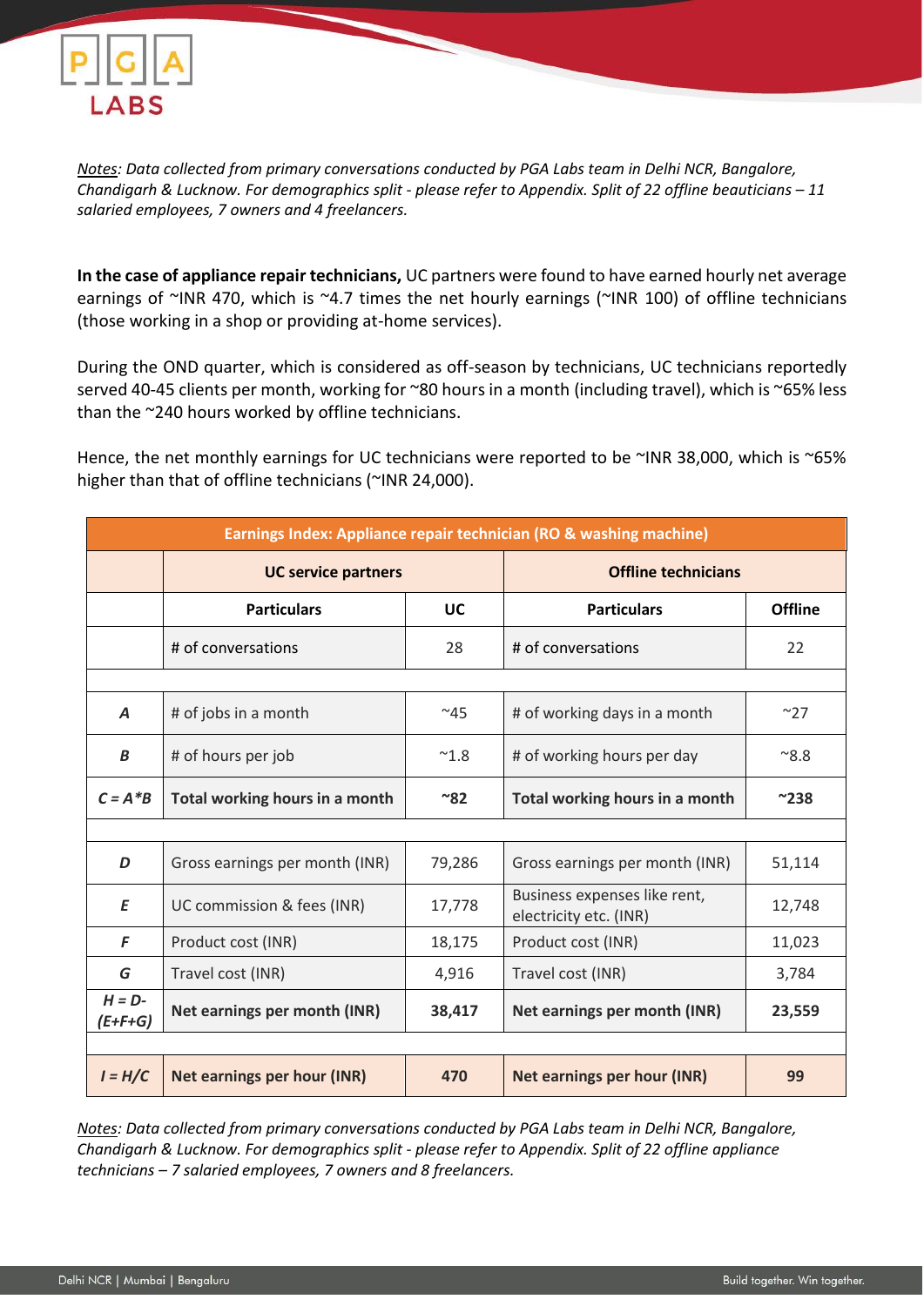*Notes: Data collected from primary conversations conducted by PGA Labs team in Delhi NCR, Bangalore, Chandigarh & Lucknow. For demographics split - please refer to Appendix. Split of 22 offline beauticians – 11 salaried employees, 7 owners and 4 freelancers.*

**In the case of appliance repair technicians,** UC partners were found to have earned hourly net average earnings of ~INR 470, which is ~4.7 times the net hourly earnings (~INR 100) of offline technicians (those working in a shop or providing at-home services).

During the OND quarter, which is considered as off-season by technicians, UC technicians reportedly served 40-45 clients per month, working for ~80 hours in a month (including travel), which is ~65% less than the ~240 hours worked by offline technicians.

Hence, the net monthly earnings for UC technicians were reported to be ~INR 38,000, which is ~65% higher than that of offline technicians (~INR 24,000).

| Earnings Index: Appliance repair technician (RO & washing machine) | | | | |
|---|---|---|---|---|
| | **UC service partners** | | **Offline technicians** | |
| | **Particulars** | **UC** | **Particulars** | **Offline** |
| | # of conversations | 28 | # of conversations | 22 |
| | | | | |
| *A* | # of jobs in a month | ~45 | # of working days in a month | ~27 |
| *B* | # of hours per job | ~1.8 | # of working hours per day | ~8.8 |
| *C = A*B* | **Total working hours in a month** | **~82** | **Total working hours in a month** | **~238** |
| | | | | |
| *D* | Gross earnings per month (INR) | 79,286 | Gross earnings per month (INR) | 51,114 |
| *E* | UC commission & fees (INR) | 17,778 | Business expenses like rent, electricity etc. (INR) | 12,748 |
| *F* | Product cost (INR) | 18,175 | Product cost (INR) | 11,023 |
| *G* | Travel cost (INR) | 4,916 | Travel cost (INR) | 3,784 |
| *H = D-(E+F+G)* | **Net earnings per month (INR)** | **38,417** | **Net earnings per month (INR)** | **23,559** |
| | | | | |
| *I = H/C* | **Net earnings per hour (INR)** | **470** | **Net earnings per hour (INR)** | **99** |

*Notes: Data collected from primary conversations conducted by PGA Labs team in Delhi NCR, Bangalore, Chandigarh & Lucknow. For demographics split - please refer to Appendix. Split of 22 offline appliance technicians – 7 salaried employees, 7 owners and 8 freelancers.*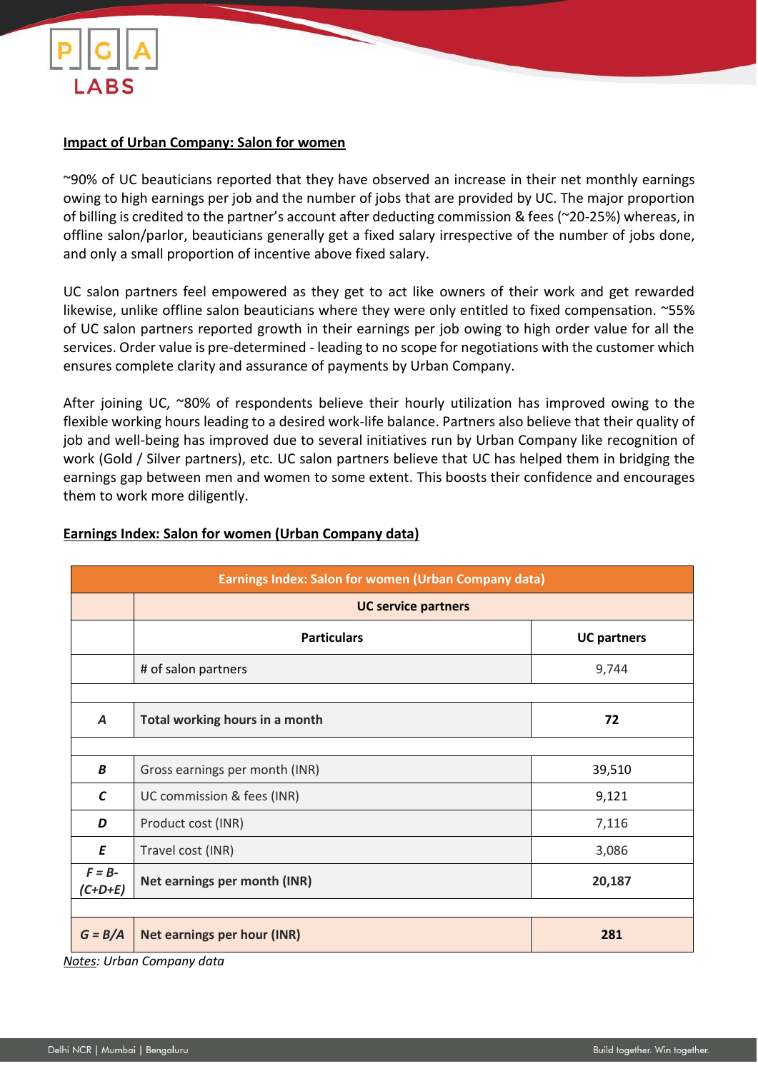## Impact of Urban Company: Salon for women

~90% of UC beauticians reported that they have observed an increase in their net monthly earnings owing to high earnings per job and the number of jobs that are provided by UC. The major proportion of billing is credited to the partner's account after deducting commission & fees (~20-25%) whereas, in offline salon/parlor, beauticians generally get a fixed salary irrespective of the number of jobs done, and only a small proportion of incentive above fixed salary.

UC salon partners feel empowered as they get to act like owners of their work and get rewarded likewise, unlike offline salon beauticians where they were only entitled to fixed compensation. ~55% of UC salon partners reported growth in their earnings per job owing to high order value for all the services. Order value is pre-determined - leading to no scope for negotiations with the customer which ensures complete clarity and assurance of payments by Urban Company.

After joining UC, ~80% of respondents believe their hourly utilization has improved owing to the flexible working hours leading to a desired work-life balance. Partners also believe that their quality of job and well-being has improved due to several initiatives run by Urban Company like recognition of work (Gold / Silver partners), etc. UC salon partners believe that UC has helped them in bridging the earnings gap between men and women to some extent. This boosts their confidence and encourages them to work more diligently.

## Earnings Index: Salon for women (Urban Company data)

| Earnings Index: Salon for women (Urban Company data) | | |
|---|---|---|
| | UC service partners | |
| | **Particulars** | **UC partners** |
| | # of salon partners | 9,744 |
| | | |
| ***A*** | **Total working hours in a month** | **72** |
| | | |
| ***B*** | Gross earnings per month (INR) | 39,510 |
| ***C*** | UC commission & fees (INR) | 9,121 |
| ***D*** | Product cost (INR) | 7,116 |
| ***E*** | Travel cost (INR) | 3,086 |
| ***F = B-(C+D+E)*** | **Net earnings per month (INR)** | **20,187** |
| | | |
| ***G = B/A*** | **Net earnings per hour (INR)** | **281** |

*Notes: Urban Company data*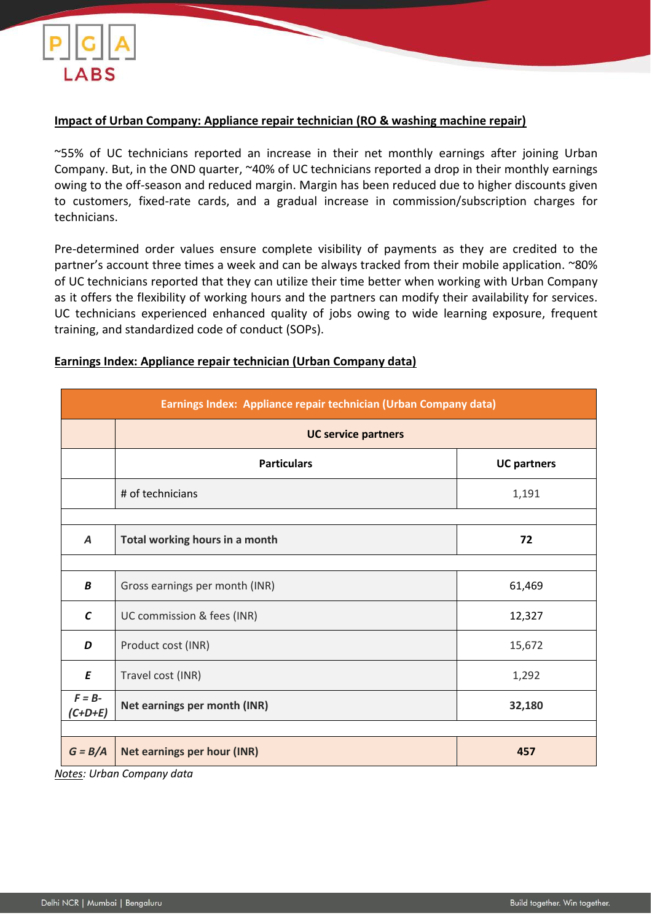**Impact of Urban Company: Appliance repair technician (RO & washing machine repair)**

~55% of UC technicians reported an increase in their net monthly earnings after joining Urban Company. But, in the OND quarter, ~40% of UC technicians reported a drop in their monthly earnings owing to the off-season and reduced margin. Margin has been reduced due to higher discounts given to customers, fixed-rate cards, and a gradual increase in commission/subscription charges for technicians.

Pre-determined order values ensure complete visibility of payments as they are credited to the partner's account three times a week and can be always tracked from their mobile application. ~80% of UC technicians reported that they can utilize their time better when working with Urban Company as it offers the flexibility of working hours and the partners can modify their availability for services. UC technicians experienced enhanced quality of jobs owing to wide learning exposure, frequent training, and standardized code of conduct (SOPs).

**Earnings Index: Appliance repair technician (Urban Company data)**

| Earnings Index: Appliance repair technician (Urban Company data) | | |
|---|---|---|
| | UC service partners | |
| | **Particulars** | **UC partners** |
| | # of technicians | 1,191 |
| | | |
| *A* | **Total working hours in a month** | **72** |
| | | |
| *B* | Gross earnings per month (INR) | 61,469 |
| *C* | UC commission & fees (INR) | 12,327 |
| *D* | Product cost (INR) | 15,672 |
| *E* | Travel cost (INR) | 1,292 |
| *F = B-(C+D+E)* | **Net earnings per month (INR)** | **32,180** |
| | | |
| *G = B/A* | **Net earnings per hour (INR)** | **457** |

*Notes: Urban Company data*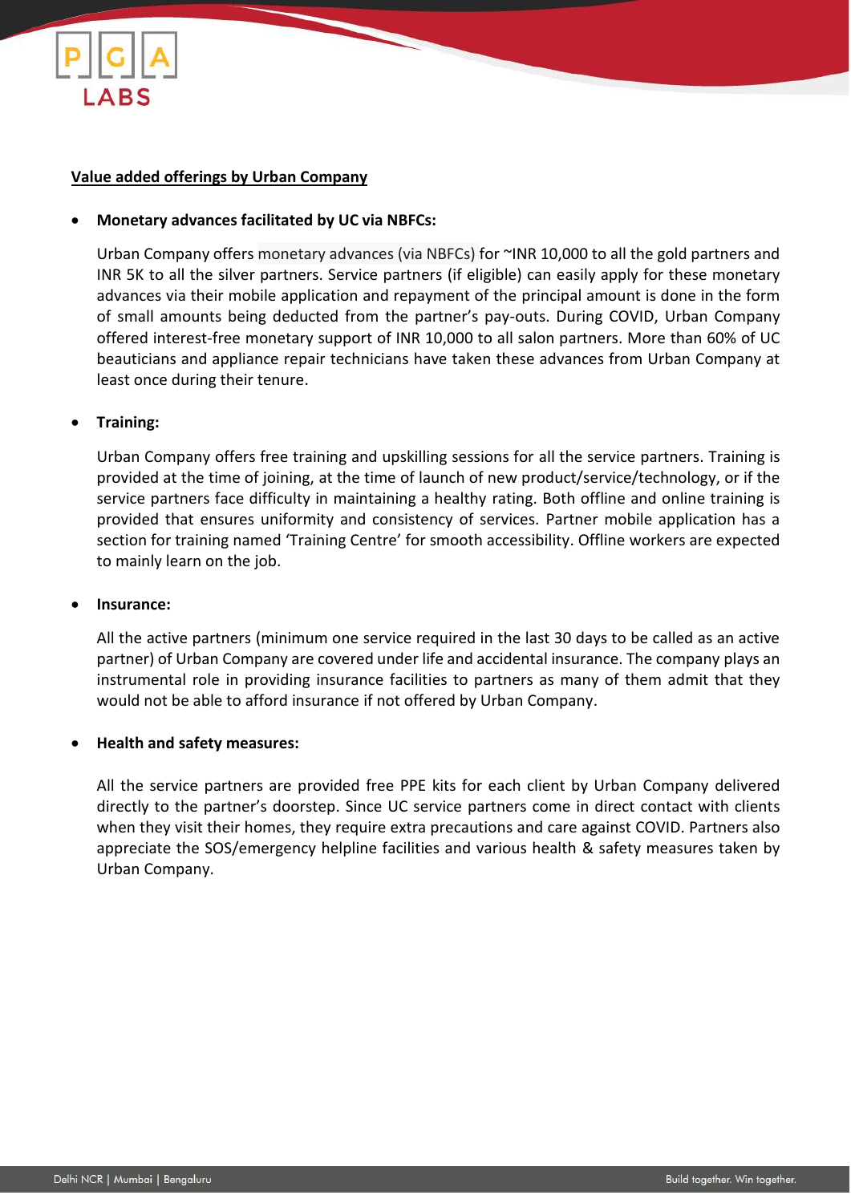**<u>Value added offerings by Urban Company</u>**

- **Monetary advances facilitated by UC via NBFCs:**

  Urban Company offers monetary advances (via NBFCs) for ~INR 10,000 to all the gold partners and INR 5K to all the silver partners. Service partners (if eligible) can easily apply for these monetary advances via their mobile application and repayment of the principal amount is done in the form of small amounts being deducted from the partner's pay-outs. During COVID, Urban Company offered interest-free monetary support of INR 10,000 to all salon partners. More than 60% of UC beauticians and appliance repair technicians have taken these advances from Urban Company at least once during their tenure.

- **Training:**

  Urban Company offers free training and upskilling sessions for all the service partners. Training is provided at the time of joining, at the time of launch of new product/service/technology, or if the service partners face difficulty in maintaining a healthy rating. Both offline and online training is provided that ensures uniformity and consistency of services. Partner mobile application has a section for training named 'Training Centre' for smooth accessibility. Offline workers are expected to mainly learn on the job.

- **Insurance:**

  All the active partners (minimum one service required in the last 30 days to be called as an active partner) of Urban Company are covered under life and accidental insurance. The company plays an instrumental role in providing insurance facilities to partners as many of them admit that they would not be able to afford insurance if not offered by Urban Company.

- **Health and safety measures:**

  All the service partners are provided free PPE kits for each client by Urban Company delivered directly to the partner's doorstep. Since UC service partners come in direct contact with clients when they visit their homes, they require extra precautions and care against COVID. Partners also appreciate the SOS/emergency helpline facilities and various health & safety measures taken by Urban Company.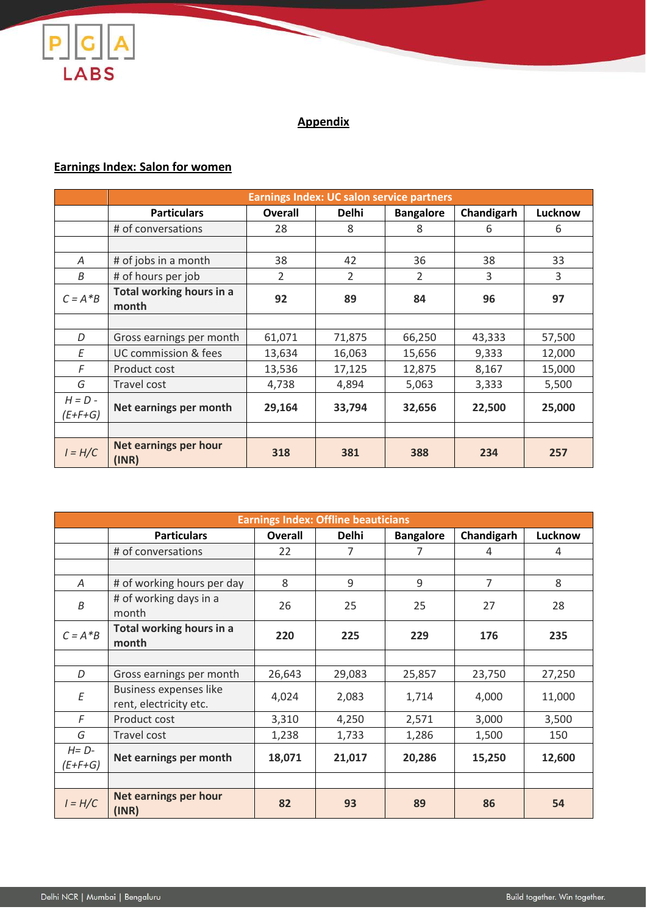## Appendix

### Earnings Index: Salon for women

| | Earnings Index: UC salon service partners | | | | | |
|---|---|---|---|---|---|---|
| | **Particulars** | **Overall** | **Delhi** | **Bangalore** | **Chandigarh** | **Lucknow** |
| | # of conversations | 28 | 8 | 8 | 6 | 6 |
| | | | | | | |
| *A* | # of jobs in a month | 38 | 42 | 36 | 38 | 33 |
| *B* | # of hours per job | 2 | 2 | 2 | 3 | 3 |
| *C = A\*B* | **Total working hours in a month** | **92** | **89** | **84** | **96** | **97** |
| | | | | | | |
| *D* | Gross earnings per month | 61,071 | 71,875 | 66,250 | 43,333 | 57,500 |
| *E* | UC commission & fees | 13,634 | 16,063 | 15,656 | 9,333 | 12,000 |
| *F* | Product cost | 13,536 | 17,125 | 12,875 | 8,167 | 15,000 |
| *G* | Travel cost | 4,738 | 4,894 | 5,063 | 3,333 | 5,500 |
| *H = D - (E+F+G)* | **Net earnings per month** | **29,164** | **33,794** | **32,656** | **22,500** | **25,000** |
| | | | | | | |
| *I = H/C* | **Net earnings per hour (INR)** | **318** | **381** | **388** | **234** | **257** |

| | Earnings Index: Offline beauticians | | | | | |
|---|---|---|---|---|---|---|
| | **Particulars** | **Overall** | **Delhi** | **Bangalore** | **Chandigarh** | **Lucknow** |
| | # of conversations | 22 | 7 | 7 | 4 | 4 |
| | | | | | | |
| *A* | # of working hours per day | 8 | 9 | 9 | 7 | 8 |
| *B* | # of working days in a month | 26 | 25 | 25 | 27 | 28 |
| *C = A\*B* | **Total working hours in a month** | **220** | **225** | **229** | **176** | **235** |
| | | | | | | |
| *D* | Gross earnings per month | 26,643 | 29,083 | 25,857 | 23,750 | 27,250 |
| *E* | Business expenses like rent, electricity etc. | 4,024 | 2,083 | 1,714 | 4,000 | 11,000 |
| *F* | Product cost | 3,310 | 4,250 | 2,571 | 3,000 | 3,500 |
| *G* | Travel cost | 1,238 | 1,733 | 1,286 | 1,500 | 150 |
| *H= D-(E+F+G)* | **Net earnings per month** | **18,071** | **21,017** | **20,286** | **15,250** | **12,600** |
| | | | | | | |
| *I = H/C* | **Net earnings per hour (INR)** | **82** | **93** | **89** | **86** | **54** |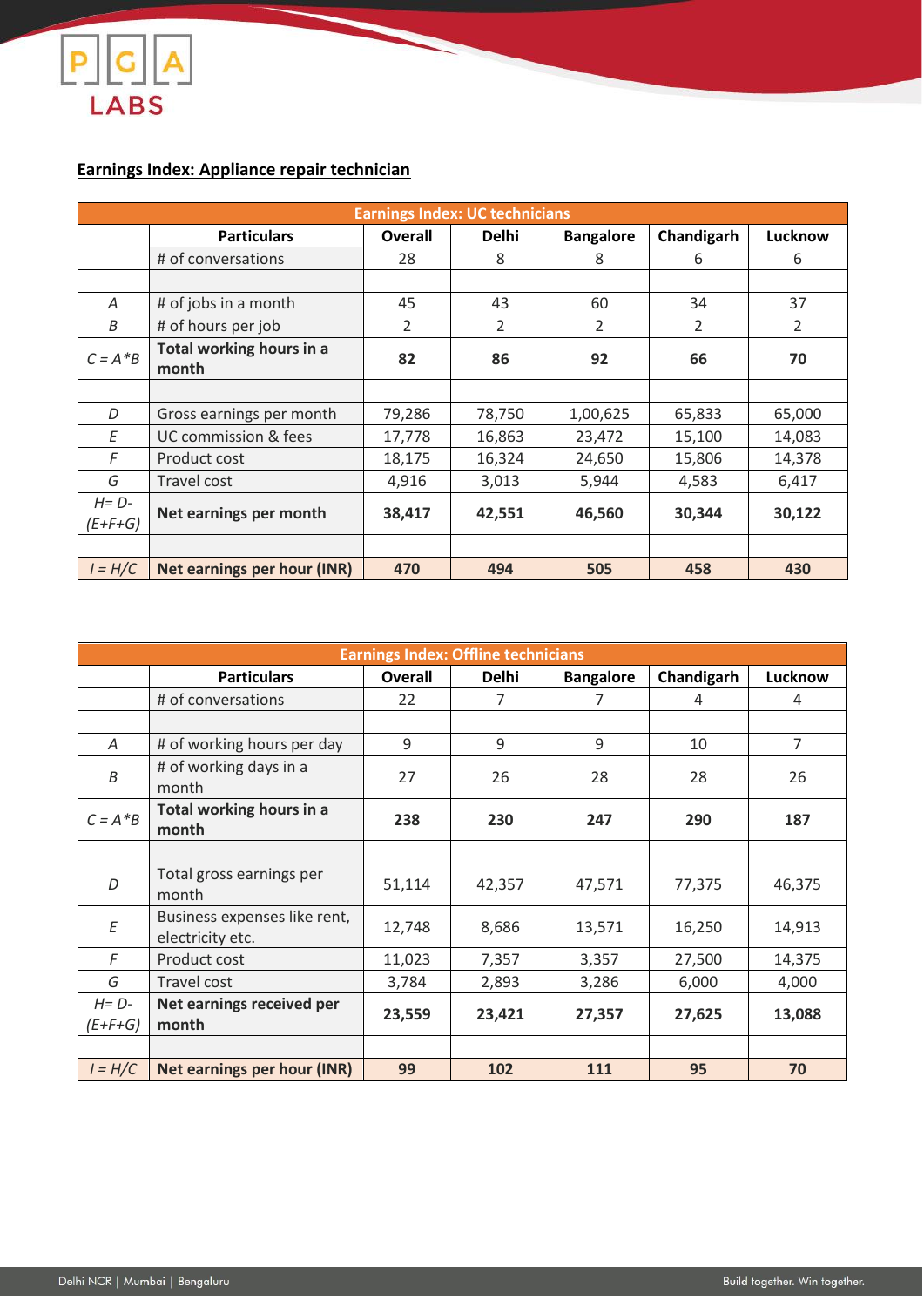**Earnings Index: Appliance repair technician**

| Earnings Index: UC technicians | | | | | | |
|---|---|---|---|---|---|---|
| | **Particulars** | **Overall** | **Delhi** | **Bangalore** | **Chandigarh** | **Lucknow** |
| | # of conversations | 28 | 8 | 8 | 6 | 6 |
| | | | | | | |
| *A* | # of jobs in a month | 45 | 43 | 60 | 34 | 37 |
| *B* | # of hours per job | 2 | 2 | 2 | 2 | 2 |
| *C = A*B* | **Total working hours in a month** | **82** | **86** | **92** | **66** | **70** |
| | | | | | | |
| *D* | Gross earnings per month | 79,286 | 78,750 | 1,00,625 | 65,833 | 65,000 |
| *E* | UC commission & fees | 17,778 | 16,863 | 23,472 | 15,100 | 14,083 |
| *F* | Product cost | 18,175 | 16,324 | 24,650 | 15,806 | 14,378 |
| *G* | Travel cost | 4,916 | 3,013 | 5,944 | 4,583 | 6,417 |
| *H= D-(E+F+G)* | **Net earnings per month** | **38,417** | **42,551** | **46,560** | **30,344** | **30,122** |
| | | | | | | |
| *I = H/C* | **Net earnings per hour (INR)** | **470** | **494** | **505** | **458** | **430** |

| Earnings Index: Offline technicians | | | | | | |
|---|---|---|---|---|---|---|
| | **Particulars** | **Overall** | **Delhi** | **Bangalore** | **Chandigarh** | **Lucknow** |
| | # of conversations | 22 | 7 | 7 | 4 | 4 |
| | | | | | | |
| *A* | # of working hours per day | 9 | 9 | 9 | 10 | 7 |
| *B* | # of working days in a month | 27 | 26 | 28 | 28 | 26 |
| *C = A*B* | **Total working hours in a month** | **238** | **230** | **247** | **290** | **187** |
| | | | | | | |
| *D* | Total gross earnings per month | 51,114 | 42,357 | 47,571 | 77,375 | 46,375 |
| *E* | Business expenses like rent, electricity etc. | 12,748 | 8,686 | 13,571 | 16,250 | 14,913 |
| *F* | Product cost | 11,023 | 7,357 | 3,357 | 27,500 | 14,375 |
| *G* | Travel cost | 3,784 | 2,893 | 3,286 | 6,000 | 4,000 |
| *H= D-(E+F+G)* | **Net earnings received per month** | **23,559** | **23,421** | **27,357** | **27,625** | **13,088** |
| | | | | | | |
| *I = H/C* | **Net earnings per hour (INR)** | **99** | **102** | **111** | **95** | **70** |